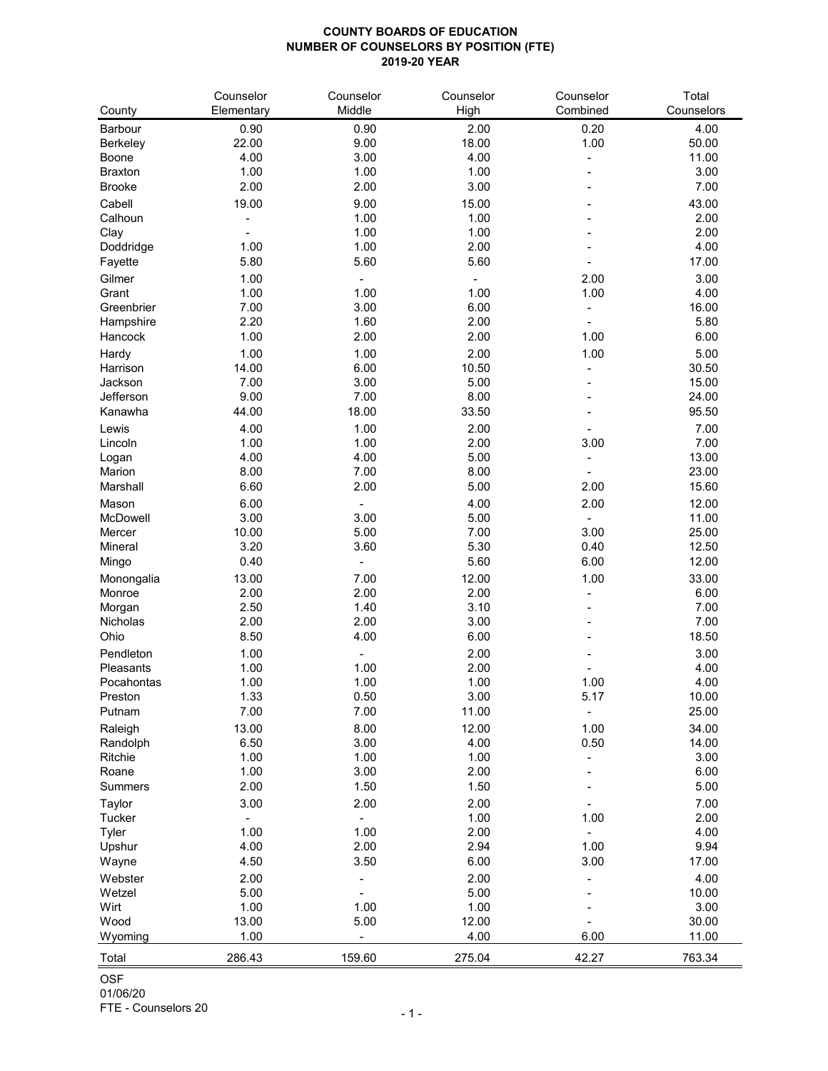**COUNTY BOARDS OF EDUCATION**
**NUMBER OF COUNSELORS BY POSITION (FTE)**
**2019-20 YEAR**

| County | Counselor Elementary | Counselor Middle | Counselor High | Counselor Combined | Total Counselors |
|---|---|---|---|---|---|
| Barbour | 0.90 | 0.90 | 2.00 | 0.20 | 4.00 |
| Berkeley | 22.00 | 9.00 | 18.00 | 1.00 | 50.00 |
| Boone | 4.00 | 3.00 | 4.00 | - | 11.00 |
| Braxton | 1.00 | 1.00 | 1.00 | - | 3.00 |
| Brooke | 2.00 | 2.00 | 3.00 | - | 7.00 |
| Cabell | 19.00 | 9.00 | 15.00 | - | 43.00 |
| Calhoun | - | 1.00 | 1.00 | - | 2.00 |
| Clay | - | 1.00 | 1.00 | - | 2.00 |
| Doddridge | 1.00 | 1.00 | 2.00 | - | 4.00 |
| Fayette | 5.80 | 5.60 | 5.60 | - | 17.00 |
| Gilmer | 1.00 | - | - | 2.00 | 3.00 |
| Grant | 1.00 | 1.00 | 1.00 | 1.00 | 4.00 |
| Greenbrier | 7.00 | 3.00 | 6.00 | - | 16.00 |
| Hampshire | 2.20 | 1.60 | 2.00 | - | 5.80 |
| Hancock | 1.00 | 2.00 | 2.00 | 1.00 | 6.00 |
| Hardy | 1.00 | 1.00 | 2.00 | 1.00 | 5.00 |
| Harrison | 14.00 | 6.00 | 10.50 | - | 30.50 |
| Jackson | 7.00 | 3.00 | 5.00 | - | 15.00 |
| Jefferson | 9.00 | 7.00 | 8.00 | - | 24.00 |
| Kanawha | 44.00 | 18.00 | 33.50 | - | 95.50 |
| Lewis | 4.00 | 1.00 | 2.00 | - | 7.00 |
| Lincoln | 1.00 | 1.00 | 2.00 | 3.00 | 7.00 |
| Logan | 4.00 | 4.00 | 5.00 | - | 13.00 |
| Marion | 8.00 | 7.00 | 8.00 | - | 23.00 |
| Marshall | 6.60 | 2.00 | 5.00 | 2.00 | 15.60 |
| Mason | 6.00 | - | 4.00 | 2.00 | 12.00 |
| McDowell | 3.00 | 3.00 | 5.00 | - | 11.00 |
| Mercer | 10.00 | 5.00 | 7.00 | 3.00 | 25.00 |
| Mineral | 3.20 | 3.60 | 5.30 | 0.40 | 12.50 |
| Mingo | 0.40 | - | 5.60 | 6.00 | 12.00 |
| Monongalia | 13.00 | 7.00 | 12.00 | 1.00 | 33.00 |
| Monroe | 2.00 | 2.00 | 2.00 | - | 6.00 |
| Morgan | 2.50 | 1.40 | 3.10 | - | 7.00 |
| Nicholas | 2.00 | 2.00 | 3.00 | - | 7.00 |
| Ohio | 8.50 | 4.00 | 6.00 | - | 18.50 |
| Pendleton | 1.00 | - | 2.00 | - | 3.00 |
| Pleasants | 1.00 | 1.00 | 2.00 | - | 4.00 |
| Pocahontas | 1.00 | 1.00 | 1.00 | 1.00 | 4.00 |
| Preston | 1.33 | 0.50 | 3.00 | 5.17 | 10.00 |
| Putnam | 7.00 | 7.00 | 11.00 | - | 25.00 |
| Raleigh | 13.00 | 8.00 | 12.00 | 1.00 | 34.00 |
| Randolph | 6.50 | 3.00 | 4.00 | 0.50 | 14.00 |
| Ritchie | 1.00 | 1.00 | 1.00 | - | 3.00 |
| Roane | 1.00 | 3.00 | 2.00 | - | 6.00 |
| Summers | 2.00 | 1.50 | 1.50 | - | 5.00 |
| Taylor | 3.00 | 2.00 | 2.00 | - | 7.00 |
| Tucker | - | - | 1.00 | 1.00 | 2.00 |
| Tyler | 1.00 | 1.00 | 2.00 | - | 4.00 |
| Upshur | 4.00 | 2.00 | 2.94 | 1.00 | 9.94 |
| Wayne | 4.50 | 3.50 | 6.00 | 3.00 | 17.00 |
| Webster | 2.00 | - | 2.00 | - | 4.00 |
| Wetzel | 5.00 | - | 5.00 | - | 10.00 |
| Wirt | 1.00 | 1.00 | 1.00 | - | 3.00 |
| Wood | 13.00 | 5.00 | 12.00 | - | 30.00 |
| Wyoming | 1.00 | - | 4.00 | 6.00 | 11.00 |
| Total | 286.43 | 159.60 | 275.04 | 42.27 | 763.34 |

OSF
01/06/20
FTE - Counselors 20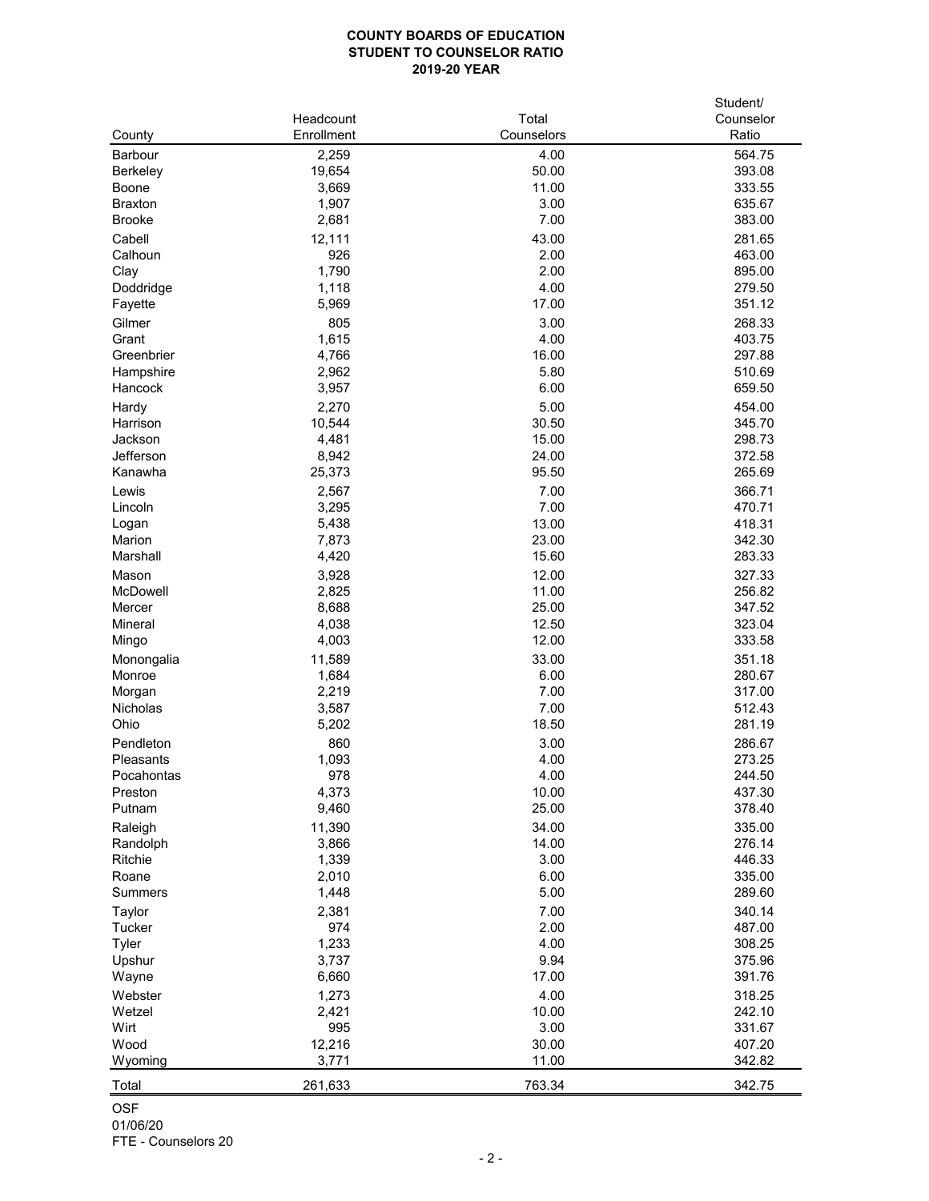**COUNTY BOARDS OF EDUCATION**
**STUDENT TO COUNSELOR RATIO**
**2019-20 YEAR**

| County | Headcount Enrollment | Total Counselors | Student/ Counselor Ratio |
|---|---|---|---|
| Barbour | 2,259 | 4.00 | 564.75 |
| Berkeley | 19,654 | 50.00 | 393.08 |
| Boone | 3,669 | 11.00 | 333.55 |
| Braxton | 1,907 | 3.00 | 635.67 |
| Brooke | 2,681 | 7.00 | 383.00 |
| Cabell | 12,111 | 43.00 | 281.65 |
| Calhoun | 926 | 2.00 | 463.00 |
| Clay | 1,790 | 2.00 | 895.00 |
| Doddridge | 1,118 | 4.00 | 279.50 |
| Fayette | 5,969 | 17.00 | 351.12 |
| Gilmer | 805 | 3.00 | 268.33 |
| Grant | 1,615 | 4.00 | 403.75 |
| Greenbrier | 4,766 | 16.00 | 297.88 |
| Hampshire | 2,962 | 5.80 | 510.69 |
| Hancock | 3,957 | 6.00 | 659.50 |
| Hardy | 2,270 | 5.00 | 454.00 |
| Harrison | 10,544 | 30.50 | 345.70 |
| Jackson | 4,481 | 15.00 | 298.73 |
| Jefferson | 8,942 | 24.00 | 372.58 |
| Kanawha | 25,373 | 95.50 | 265.69 |
| Lewis | 2,567 | 7.00 | 366.71 |
| Lincoln | 3,295 | 7.00 | 470.71 |
| Logan | 5,438 | 13.00 | 418.31 |
| Marion | 7,873 | 23.00 | 342.30 |
| Marshall | 4,420 | 15.60 | 283.33 |
| Mason | 3,928 | 12.00 | 327.33 |
| McDowell | 2,825 | 11.00 | 256.82 |
| Mercer | 8,688 | 25.00 | 347.52 |
| Mineral | 4,038 | 12.50 | 323.04 |
| Mingo | 4,003 | 12.00 | 333.58 |
| Monongalia | 11,589 | 33.00 | 351.18 |
| Monroe | 1,684 | 6.00 | 280.67 |
| Morgan | 2,219 | 7.00 | 317.00 |
| Nicholas | 3,587 | 7.00 | 512.43 |
| Ohio | 5,202 | 18.50 | 281.19 |
| Pendleton | 860 | 3.00 | 286.67 |
| Pleasants | 1,093 | 4.00 | 273.25 |
| Pocahontas | 978 | 4.00 | 244.50 |
| Preston | 4,373 | 10.00 | 437.30 |
| Putnam | 9,460 | 25.00 | 378.40 |
| Raleigh | 11,390 | 34.00 | 335.00 |
| Randolph | 3,866 | 14.00 | 276.14 |
| Ritchie | 1,339 | 3.00 | 446.33 |
| Roane | 2,010 | 6.00 | 335.00 |
| Summers | 1,448 | 5.00 | 289.60 |
| Taylor | 2,381 | 7.00 | 340.14 |
| Tucker | 974 | 2.00 | 487.00 |
| Tyler | 1,233 | 4.00 | 308.25 |
| Upshur | 3,737 | 9.94 | 375.96 |
| Wayne | 6,660 | 17.00 | 391.76 |
| Webster | 1,273 | 4.00 | 318.25 |
| Wetzel | 2,421 | 10.00 | 242.10 |
| Wirt | 995 | 3.00 | 331.67 |
| Wood | 12,216 | 30.00 | 407.20 |
| Wyoming | 3,771 | 11.00 | 342.82 |
| Total | 261,633 | 763.34 | 342.75 |

OSF
01/06/20
FTE - Counselors 20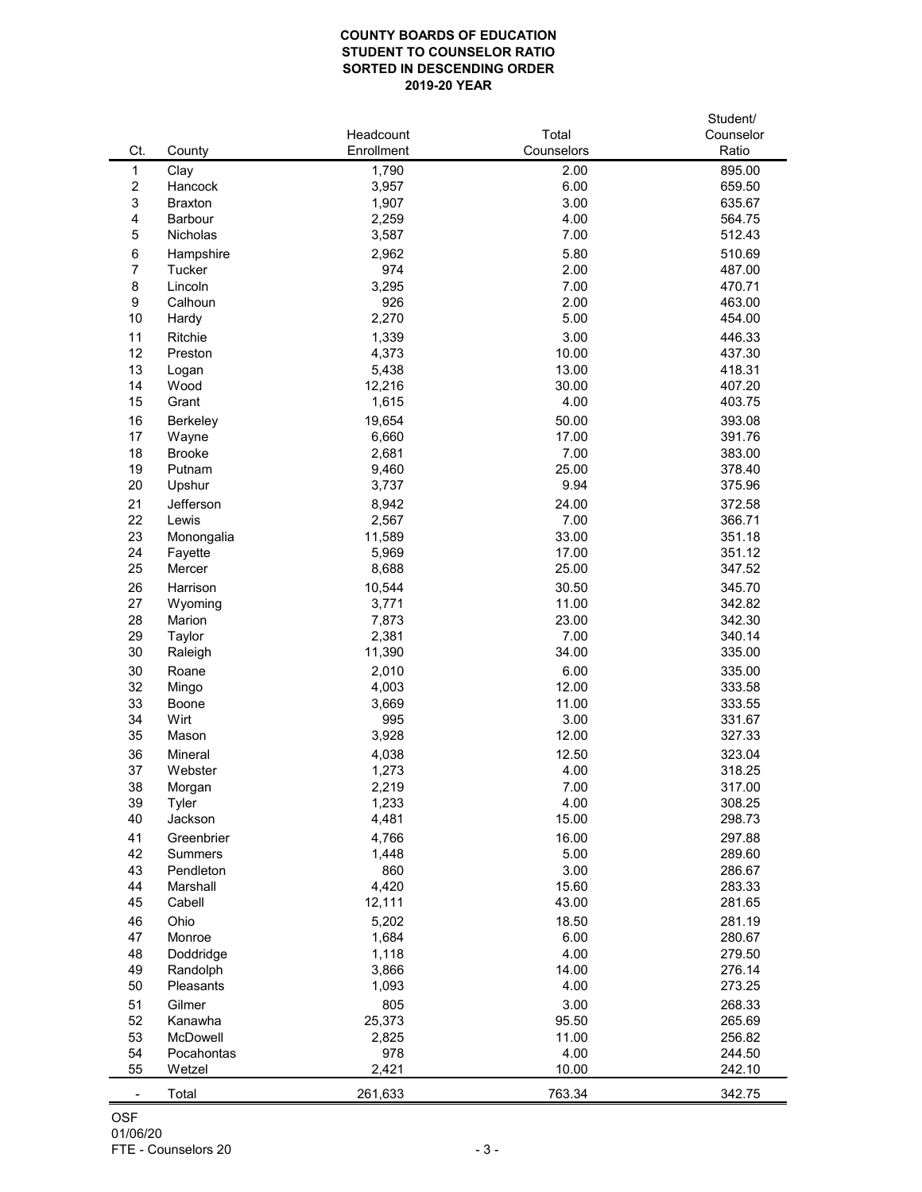**COUNTY BOARDS OF EDUCATION**
**STUDENT TO COUNSELOR RATIO**
**SORTED IN DESCENDING ORDER**
**2019-20 YEAR**

| Ct. | County | Headcount Enrollment | Total Counselors | Student/ Counselor Ratio |
|---|---|---|---|---|
| 1 | Clay | 1,790 | 2.00 | 895.00 |
| 2 | Hancock | 3,957 | 6.00 | 659.50 |
| 3 | Braxton | 1,907 | 3.00 | 635.67 |
| 4 | Barbour | 2,259 | 4.00 | 564.75 |
| 5 | Nicholas | 3,587 | 7.00 | 512.43 |
| 6 | Hampshire | 2,962 | 5.80 | 510.69 |
| 7 | Tucker | 974 | 2.00 | 487.00 |
| 8 | Lincoln | 3,295 | 7.00 | 470.71 |
| 9 | Calhoun | 926 | 2.00 | 463.00 |
| 10 | Hardy | 2,270 | 5.00 | 454.00 |
| 11 | Ritchie | 1,339 | 3.00 | 446.33 |
| 12 | Preston | 4,373 | 10.00 | 437.30 |
| 13 | Logan | 5,438 | 13.00 | 418.31 |
| 14 | Wood | 12,216 | 30.00 | 407.20 |
| 15 | Grant | 1,615 | 4.00 | 403.75 |
| 16 | Berkeley | 19,654 | 50.00 | 393.08 |
| 17 | Wayne | 6,660 | 17.00 | 391.76 |
| 18 | Brooke | 2,681 | 7.00 | 383.00 |
| 19 | Putnam | 9,460 | 25.00 | 378.40 |
| 20 | Upshur | 3,737 | 9.94 | 375.96 |
| 21 | Jefferson | 8,942 | 24.00 | 372.58 |
| 22 | Lewis | 2,567 | 7.00 | 366.71 |
| 23 | Monongalia | 11,589 | 33.00 | 351.18 |
| 24 | Fayette | 5,969 | 17.00 | 351.12 |
| 25 | Mercer | 8,688 | 25.00 | 347.52 |
| 26 | Harrison | 10,544 | 30.50 | 345.70 |
| 27 | Wyoming | 3,771 | 11.00 | 342.82 |
| 28 | Marion | 7,873 | 23.00 | 342.30 |
| 29 | Taylor | 2,381 | 7.00 | 340.14 |
| 30 | Raleigh | 11,390 | 34.00 | 335.00 |
| 30 | Roane | 2,010 | 6.00 | 335.00 |
| 32 | Mingo | 4,003 | 12.00 | 333.58 |
| 33 | Boone | 3,669 | 11.00 | 333.55 |
| 34 | Wirt | 995 | 3.00 | 331.67 |
| 35 | Mason | 3,928 | 12.00 | 327.33 |
| 36 | Mineral | 4,038 | 12.50 | 323.04 |
| 37 | Webster | 1,273 | 4.00 | 318.25 |
| 38 | Morgan | 2,219 | 7.00 | 317.00 |
| 39 | Tyler | 1,233 | 4.00 | 308.25 |
| 40 | Jackson | 4,481 | 15.00 | 298.73 |
| 41 | Greenbrier | 4,766 | 16.00 | 297.88 |
| 42 | Summers | 1,448 | 5.00 | 289.60 |
| 43 | Pendleton | 860 | 3.00 | 286.67 |
| 44 | Marshall | 4,420 | 15.60 | 283.33 |
| 45 | Cabell | 12,111 | 43.00 | 281.65 |
| 46 | Ohio | 5,202 | 18.50 | 281.19 |
| 47 | Monroe | 1,684 | 6.00 | 280.67 |
| 48 | Doddridge | 1,118 | 4.00 | 279.50 |
| 49 | Randolph | 3,866 | 14.00 | 276.14 |
| 50 | Pleasants | 1,093 | 4.00 | 273.25 |
| 51 | Gilmer | 805 | 3.00 | 268.33 |
| 52 | Kanawha | 25,373 | 95.50 | 265.69 |
| 53 | McDowell | 2,825 | 11.00 | 256.82 |
| 54 | Pocahontas | 978 | 4.00 | 244.50 |
| 55 | Wetzel | 2,421 | 10.00 | 242.10 |
| - | Total | 261,633 | 763.34 | 342.75 |

OSF
01/06/20
FTE - Counselors 20